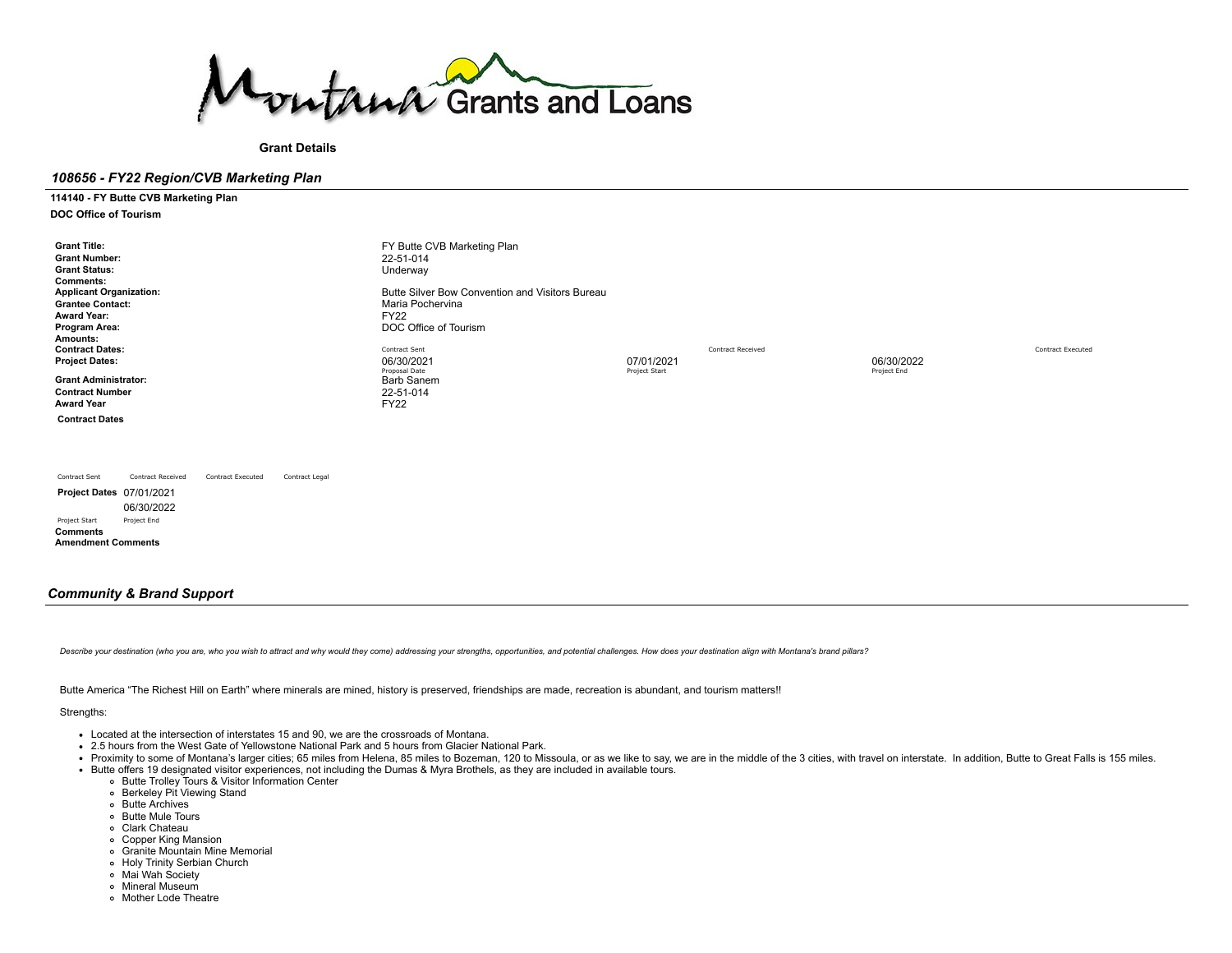Montana Grants and Loans

**Grant Details**

## *108656 - FY22 Region/CVB Marketing Plan*

**114140 - FY Butte CVB Marketing Plan**

**DOC Office of Tourism**

| | | | | |
|---|---|---|---|---|
| **Grant Title:** | FY Butte CVB Marketing Plan | | | |
| **Grant Number:** | 22-51-014 | | | |
| **Grant Status:** | Underway | | | |
| **Comments:** | | | | |
| **Applicant Organization:** | Butte Silver Bow Convention and Visitors Bureau | | | |
| **Grantee Contact:** | Maria Pochervina | | | |
| **Award Year:** | FY22 | | | |
| **Program Area:** | DOC Office of Tourism | | | |
| **Amounts:** | | | | |
| **Contract Dates:** | Contract Sent | Contract Received | | Contract Executed |
| **Project Dates:** | 06/30/2021 (Proposal Date) | 07/01/2021 (Project Start) | 06/30/2022 (Project End) | |
| **Grant Administrator:** | Barb Sanem | | | |
| **Contract Number** | 22-51-014 | | | |
| **Award Year** | FY22 | | | |

**Contract Dates**

| Contract Sent | Contract Received | Contract Executed | Contract Legal |
|---|---|---|---|
| | | | |

**Project Dates** 07/01/2021 (Project Start) 06/30/2022 (Project End)

**Comments**

**Amendment Comments**

## *Community & Brand Support*

*Describe your destination (who you are, who you wish to attract and why would they come) addressing your strengths, opportunities, and potential challenges. How does your destination align with Montana's brand pillars?*

Butte America "The Richest Hill on Earth" where minerals are mined, history is preserved, friendships are made, recreation is abundant, and tourism matters!!

Strengths:

- Located at the intersection of interstates 15 and 90, we are the crossroads of Montana.
- 2.5 hours from the West Gate of Yellowstone National Park and 5 hours from Glacier National Park.
- Proximity to some of Montana's larger cities; 65 miles from Helena, 85 miles to Bozeman, 120 to Missoula, or as we like to say, we are in the middle of the 3 cities, with travel on interstate. In addition, Butte to Great Falls is 155 miles.
- Butte offers 19 designated visitor experiences, not including the Dumas & Myra Brothels, as they are included in available tours.
  - Butte Trolley Tours & Visitor Information Center
  - Berkeley Pit Viewing Stand
  - Butte Archives
  - Butte Mule Tours
  - Clark Chateau
  - Copper King Mansion
  - Granite Mountain Mine Memorial
  - Holy Trinity Serbian Church
  - Mai Wah Society
  - Mineral Museum
  - Mother Lode Theatre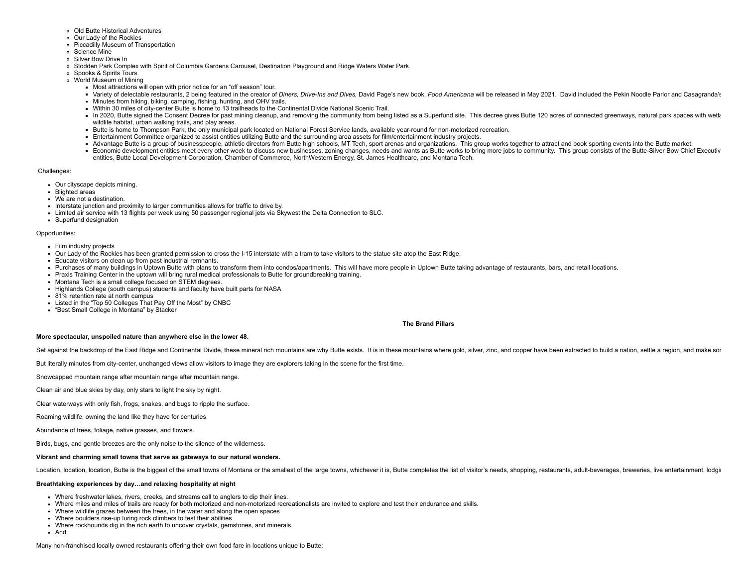- Old Butte Historical Adventures
- Our Lady of the Rockies
- Piccadilly Museum of Transportation
- Science Mine
- Silver Bow Drive In
- Stodden Park Complex with Spirit of Columbia Gardens Carousel, Destination Playground and Ridge Waters Water Park.
- Spooks & Spirits Tours
- World Museum of Mining
  - Most attractions will open with prior notice for an "off season" tour.
  - Variety of delectable restaurants, 2 being featured in the creator of *Diners, Drive-Ins and Dives,* David Page's new book, *Food Americana* will be released in May 2021. David included the Pekin Noodle Parlor and Casagranda's
  - Minutes from hiking, biking, camping, fishing, hunting, and OHV trails.
  - Within 30 miles of city-center Butte is home to 13 trailheads to the Continental Divide National Scenic Trail.
  - In 2020, Butte signed the Consent Decree for past mining cleanup, and removing the community from being listed as a Superfund site. This decree gives Butte 120 acres of connected greenways, natural park spaces with wetla wildlife habitat, urban walking trails, and play areas.
  - Butte is home to Thompson Park, the only municipal park located on National Forest Service lands, available year-round for non-motorized recreation.
  - Entertainment Committee organized to assist entities utilizing Butte and the surrounding area assets for film/entertainment industry projects.
  - Advantage Butte is a group of businesspeople, athletic directors from Butte high schools, MT Tech, sport arenas and organizations. This group works together to attract and book sporting events into the Butte market.
  - Economic development entities meet every other week to discuss new businesses, zoning changes, needs and wants as Butte works to bring more jobs to community. This group consists of the Butte-Silver Bow Chief Executiv entities, Butte Local Development Corporation, Chamber of Commerce, NorthWestern Energy, St. James Healthcare, and Montana Tech.

Challenges:

- Our cityscape depicts mining.
- Blighted areas
- We are not a destination.
- Interstate junction and proximity to larger communities allows for traffic to drive by.
- Limited air service with 13 flights per week using 50 passenger regional jets via Skywest the Delta Connection to SLC.
- Superfund designation

Opportunities:

- Film industry projects
- Our Lady of the Rockies has been granted permission to cross the I-15 interstate with a tram to take visitors to the statue site atop the East Ridge.
- Educate visitors on clean up from past industrial remnants.
- Purchases of many buildings in Uptown Butte with plans to transform them into condos/apartments. This will have more people in Uptown Butte taking advantage of restaurants, bars, and retail locations.
- Praxis Training Center in the uptown will bring rural medical professionals to Butte for groundbreaking training.
- Montana Tech is a small college focused on STEM degrees.
- Highlands College (south campus) students and faculty have built parts for NASA
- 81% retention rate at north campus
- Listed in the "Top 50 Colleges That Pay Off the Most" by CNBC
- "Best Small College in Montana" by Stacker

## The Brand Pillars

**More spectacular, unspoiled nature than anywhere else in the lower 48.**

Set against the backdrop of the East Ridge and Continental Divide, these mineral rich mountains are why Butte exists. It is in these mountains where gold, silver, zinc, and copper have been extracted to build a nation, settle a region, and make so

But literally minutes from city-center, unchanged views allow visitors to image they are explorers taking in the scene for the first time.

Snowcapped mountain range after mountain range after mountain range.

Clean air and blue skies by day, only stars to light the sky by night.

Clear waterways with only fish, frogs, snakes, and bugs to ripple the surface.

Roaming wildlife, owning the land like they have for centuries.

Abundance of trees, foliage, native grasses, and flowers.

Birds, bugs, and gentle breezes are the only noise to the silence of the wilderness.

**Vibrant and charming small towns that serve as gateways to our natural wonders.**

Location, location, location, Butte is the biggest of the small towns of Montana or the smallest of the large towns, whichever it is, Butte completes the list of visitor's needs, shopping, restaurants, adult-beverages, breweries, live entertainment, lodgi

**Breathtaking experiences by day…and relaxing hospitality at night**

- Where freshwater lakes, rivers, creeks, and streams call to anglers to dip their lines.
- Where miles and miles of trails are ready for both motorized and non-motorized recreationalists are invited to explore and test their endurance and skills.
- Where wildlife grazes between the trees, in the water and along the open spaces
- Where boulders rise-up luring rock climbers to test their abilities
- Where rockhounds dig in the rich earth to uncover crystals, gemstones, and minerals.
- And

Many non-franchised locally owned restaurants offering their own food fare in locations unique to Butte: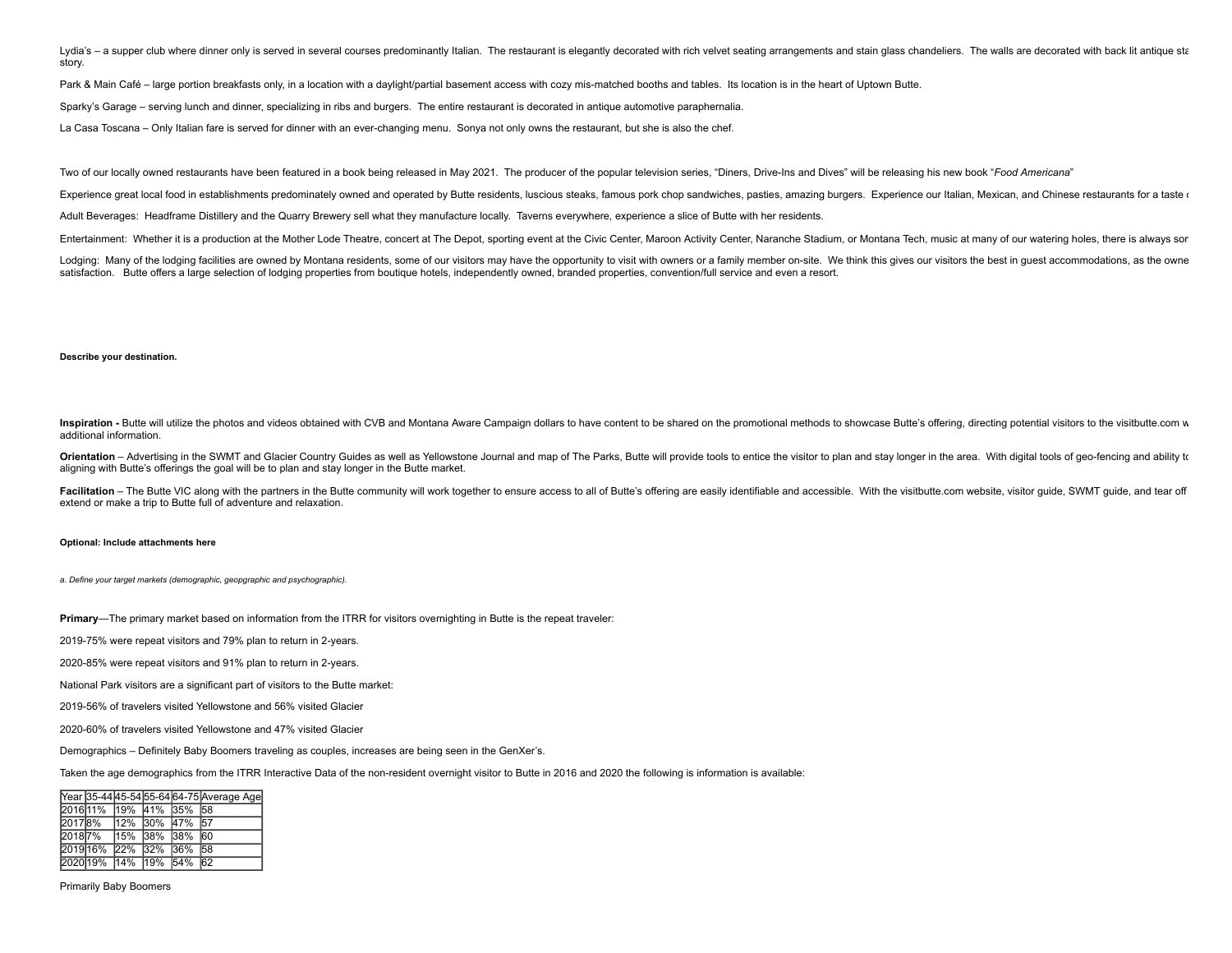Lydia's – a supper club where dinner only is served in several courses predominantly Italian. The restaurant is elegantly decorated with rich velvet seating arrangements and stain glass chandeliers. The walls are decorated with back lit antique sta story.

Park & Main Café – large portion breakfasts only, in a location with a daylight/partial basement access with cozy mis-matched booths and tables. Its location is in the heart of Uptown Butte.

Sparky's Garage – serving lunch and dinner, specializing in ribs and burgers. The entire restaurant is decorated in antique automotive paraphernalia.

La Casa Toscana – Only Italian fare is served for dinner with an ever-changing menu. Sonya not only owns the restaurant, but she is also the chef.

Two of our locally owned restaurants have been featured in a book being released in May 2021. The producer of the popular television series, "Diners, Drive-Ins and Dives" will be releasing his new book "*Food Americana*"

Experience great local food in establishments predominately owned and operated by Butte residents, luscious steaks, famous pork chop sandwiches, pasties, amazing burgers. Experience our Italian, Mexican, and Chinese restaurants for a taste c

Adult Beverages: Headframe Distillery and the Quarry Brewery sell what they manufacture locally. Taverns everywhere, experience a slice of Butte with her residents.

Entertainment: Whether it is a production at the Mother Lode Theatre, concert at The Depot, sporting event at the Civic Center, Maroon Activity Center, Naranche Stadium, or Montana Tech, music at many of our watering holes, there is always sor

Lodging: Many of the lodging facilities are owned by Montana residents, some of our visitors may have the opportunity to visit with owners or a family member on-site. We think this gives our visitors the best in guest accommodations, as the owne satisfaction. Butte offers a large selection of lodging properties from boutique hotels, independently owned, branded properties, convention/full service and even a resort.

**Describe your destination.**

**Inspiration -** Butte will utilize the photos and videos obtained with CVB and Montana Aware Campaign dollars to have content to be shared on the promotional methods to showcase Butte's offering, directing potential visitors to the visitbutte.com w additional information.

**Orientation** – Advertising in the SWMT and Glacier Country Guides as well as Yellowstone Journal and map of The Parks, Butte will provide tools to entice the visitor to plan and stay longer in the area. With digital tools of geo-fencing and ability to aligning with Butte's offerings the goal will be to plan and stay longer in the Butte market.

**Facilitation** – The Butte VIC along with the partners in the Butte community will work together to ensure access to all of Butte's offering are easily identifiable and accessible. With the visitbutte.com website, visitor guide, SWMT guide, and tear off extend or make a trip to Butte full of adventure and relaxation.

**Optional: Include attachments here**

*a. Define your target markets (demographic, geopgraphic and psychographic).*

**Primary**—The primary market based on information from the ITRR for visitors overnighting in Butte is the repeat traveler:

2019-75% were repeat visitors and 79% plan to return in 2-years.

2020-85% were repeat visitors and 91% plan to return in 2-years.

National Park visitors are a significant part of visitors to the Butte market:

2019-56% of travelers visited Yellowstone and 56% visited Glacier

2020-60% of travelers visited Yellowstone and 47% visited Glacier

Demographics – Definitely Baby Boomers traveling as couples, increases are being seen in the GenXer's.

Taken the age demographics from the ITRR Interactive Data of the non-resident overnight visitor to Butte in 2016 and 2020 the following is information is available:

| Year | 35-44 | 45-54 | 55-64 | 64-75 | Average Age |
|---|---|---|---|---|---|
| 2016 | 11% | 19% | 41% | 35% | 58 |
| 2017 | 8% | 12% | 30% | 47% | 57 |
| 2018 | 7% | 15% | 38% | 38% | 60 |
| 2019 | 16% | 22% | 32% | 36% | 58 |
| 2020 | 19% | 14% | 19% | 54% | 62 |

Primarily Baby Boomers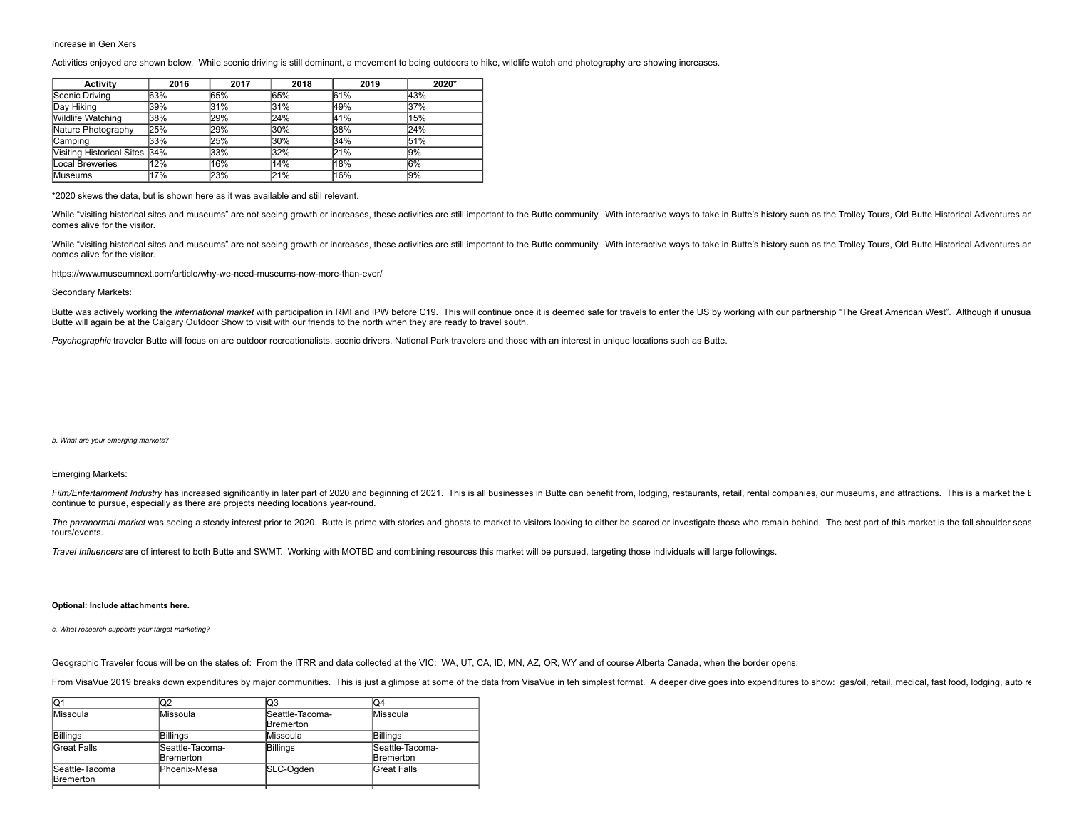Increase in Gen Xers

Activities enjoyed are shown below. While scenic driving is still dominant, a movement to being outdoors to hike, wildlife watch and photography are showing increases.

| Activity | 2016 | 2017 | 2018 | 2019 | 2020* |
|---|---|---|---|---|---|
| Scenic Driving | 63% | 65% | 65% | 61% | 43% |
| Day Hiking | 39% | 31% | 31% | 49% | 37% |
| Wildlife Watching | 38% | 29% | 24% | 41% | 15% |
| Nature Photography | 25% | 29% | 30% | 38% | 24% |
| Camping | 33% | 25% | 30% | 34% | 51% |
| Visiting Historical Sites | 34% | 33% | 32% | 21% | 9% |
| Local Breweries | 12% | 16% | 14% | 18% | 6% |
| Museums | 17% | 23% | 21% | 16% | 9% |

*2020 skews the data, but is shown here as it was available and still relevant.

While "visiting historical sites and museums" are not seeing growth or increases, these activities are still important to the Butte community. With interactive ways to take in Butte's history such as the Trolley Tours, Old Butte Historical Adventures an comes alive for the visitor.

While "visiting historical sites and museums" are not seeing growth or increases, these activities are still important to the Butte community. With interactive ways to take in Butte's history such as the Trolley Tours, Old Butte Historical Adventures an comes alive for the visitor.

https://www.museumnext.com/article/why-we-need-museums-now-more-than-ever/

Secondary Markets:

Butte was actively working the *international market* with participation in RMI and IPW before C19. This will continue once it is deemed safe for travels to enter the US by working with our partnership "The Great American West". Although it unusua Butte will again be at the Calgary Outdoor Show to visit with our friends to the north when they are ready to travel south.

*Psychographic* traveler Butte will focus on are outdoor recreationalists, scenic drivers, National Park travelers and those with an interest in unique locations such as Butte.

*b. What are your emerging markets?*

Emerging Markets:

*Film/Entertainment Industry* has increased significantly in later part of 2020 and beginning of 2021. This is all businesses in Butte can benefit from, lodging, restaurants, retail, rental companies, our museums, and attractions. This is a market the E continue to pursue, especially as there are projects needing locations year-round.

*The paranormal market* was seeing a steady interest prior to 2020. Butte is prime with stories and ghosts to market to visitors looking to either be scared or investigate those who remain behind. The best part of this market is the fall shoulder seas tours/events.

*Travel Influencers* are of interest to both Butte and SWMT. Working with MOTBD and combining resources this market will be pursued, targeting those individuals will large followings.

**Optional: Include attachments here.**

*c. What research supports your target marketing?*

Geographic Traveler focus will be on the states of: From the ITRR and data collected at the VIC: WA, UT, CA, ID, MN, AZ, OR, WY and of course Alberta Canada, when the border opens.

From VisaVue 2019 breaks down expenditures by major communities. This is just a glimpse at some of the data from VisaVue in teh simplest format. A deeper dive goes into expenditures to show: gas/oil, retail, medical, fast food, lodging, auto re

| Q1 | Q2 | Q3 | Q4 |
|---|---|---|---|
| Missoula | Missoula | Seattle-Tacoma-Bremerton | Missoula |
| Billings | Billings | Missoula | Billings |
| Great Falls | Seattle-Tacoma-Bremerton | Billings | Seattle-Tacoma-Bremerton |
| Seattle-Tacoma Bremerton | Phoenix-Mesa | SLC-Ogden | Great Falls |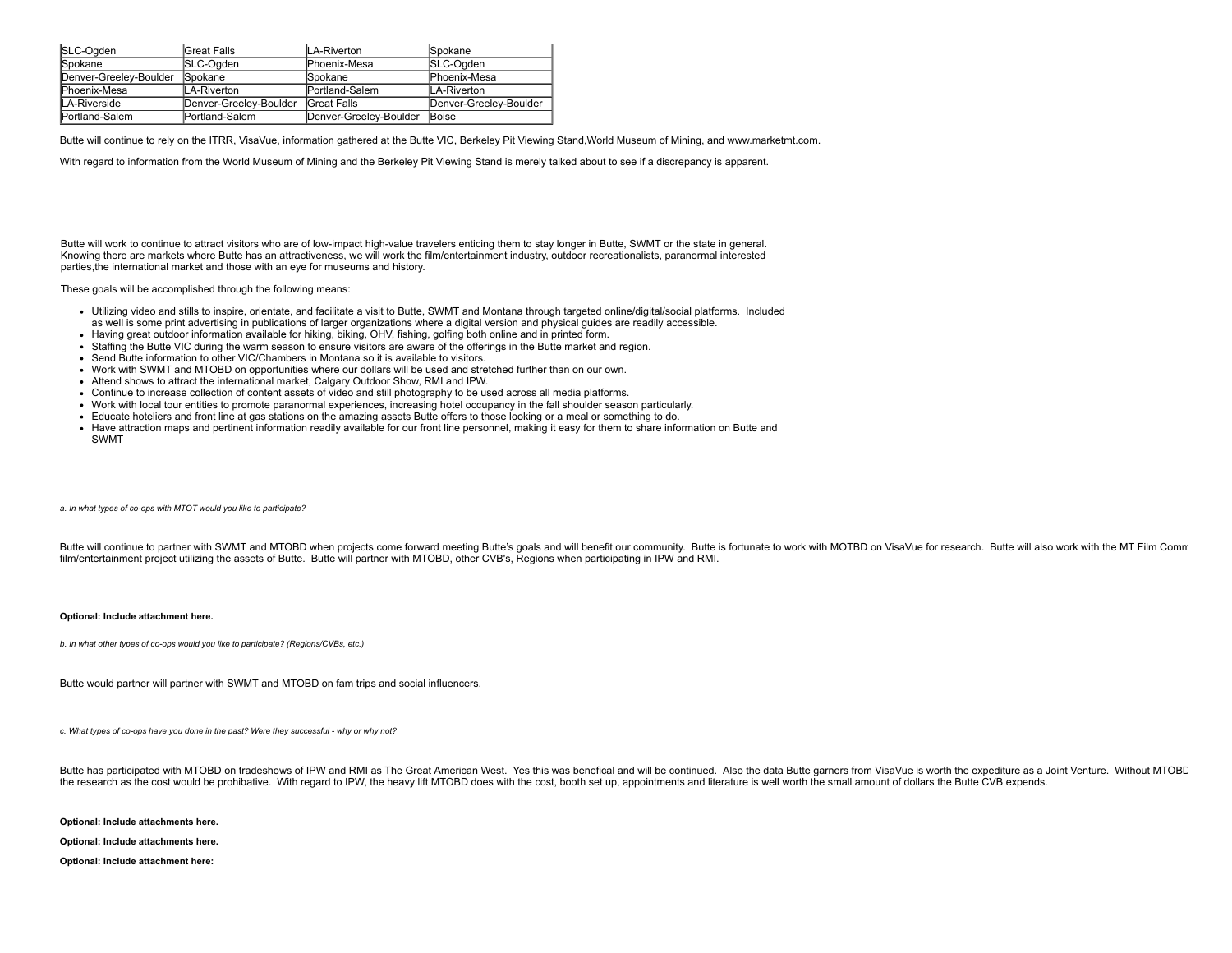| SLC-Ogden | Great Falls | LA-Riverton | Spokane |
|---|---|---|---|
| Spokane | SLC-Ogden | Phoenix-Mesa | SLC-Ogden |
| Denver-Greeley-Boulder | Spokane | Spokane | Phoenix-Mesa |
| Phoenix-Mesa | LA-Riverton | Portland-Salem | LA-Riverton |
| LA-Riverside | Denver-Greeley-Boulder | Great Falls | Denver-Greeley-Boulder |
| Portland-Salem | Portland-Salem | Denver-Greeley-Boulder | Boise |

Butte will continue to rely on the ITRR, VisaVue, information gathered at the Butte VIC, Berkeley Pit Viewing Stand,World Museum of Mining, and www.marketmt.com.

With regard to information from the World Museum of Mining and the Berkeley Pit Viewing Stand is merely talked about to see if a discrepancy is apparent.

Butte will work to continue to attract visitors who are of low-impact high-value travelers enticing them to stay longer in Butte, SWMT or the state in general. Knowing there are markets where Butte has an attractiveness, we will work the film/entertainment industry, outdoor recreationalists, paranormal interested parties,the international market and those with an eye for museums and history.

These goals will be accomplished through the following means:

- Utilizing video and stills to inspire, orientate, and facilitate a visit to Butte, SWMT and Montana through targeted online/digital/social platforms. Included as well is some print advertising in publications of larger organizations where a digital version and physical guides are readily accessible.
- Having great outdoor information available for hiking, biking, OHV, fishing, golfing both online and in printed form.
- Staffing the Butte VIC during the warm season to ensure visitors are aware of the offerings in the Butte market and region.
- Send Butte information to other VIC/Chambers in Montana so it is available to visitors.
- Work with SWMT and MTOBD on opportunities where our dollars will be used and stretched further than on our own.
- Attend shows to attract the international market, Calgary Outdoor Show, RMI and IPW.
- Continue to increase collection of content assets of video and still photography to be used across all media platforms.
- Work with local tour entities to promote paranormal experiences, increasing hotel occupancy in the fall shoulder season particularly.
- Educate hoteliers and front line at gas stations on the amazing assets Butte offers to those looking or a meal or something to do.
- Have attraction maps and pertinent information readily available for our front line personnel, making it easy for them to share information on Butte and SWMT

*a. In what types of co-ops with MTOT would you like to participate?*

Butte will continue to partner with SWMT and MTOBD when projects come forward meeting Butte's goals and will benefit our community. Butte is fortunate to work with MOTBD on VisaVue for research. Butte will also work with the MT Film Comm film/entertainment project utilizing the assets of Butte. Butte will partner with MTOBD, other CVB's, Regions when participating in IPW and RMI.

**Optional: Include attachment here.**

*b. In what other types of co-ops would you like to participate? (Regions/CVBs, etc.)*

Butte would partner will partner with SWMT and MTOBD on fam trips and social influencers.

*c. What types of co-ops have you done in the past? Were they successful - why or why not?*

Butte has participated with MTOBD on tradeshows of IPW and RMI as The Great American West. Yes this was benefical and will be continued. Also the data Butte garners from VisaVue is worth the expediture as a Joint Venture. Without MTOBD the research as the cost would be prohibative. With regard to IPW, the heavy lift MTOBD does with the cost, booth set up, appointments and literature is well worth the small amount of dollars the Butte CVB expends.

**Optional: Include attachments here.**

**Optional: Include attachments here.**

**Optional: Include attachment here:**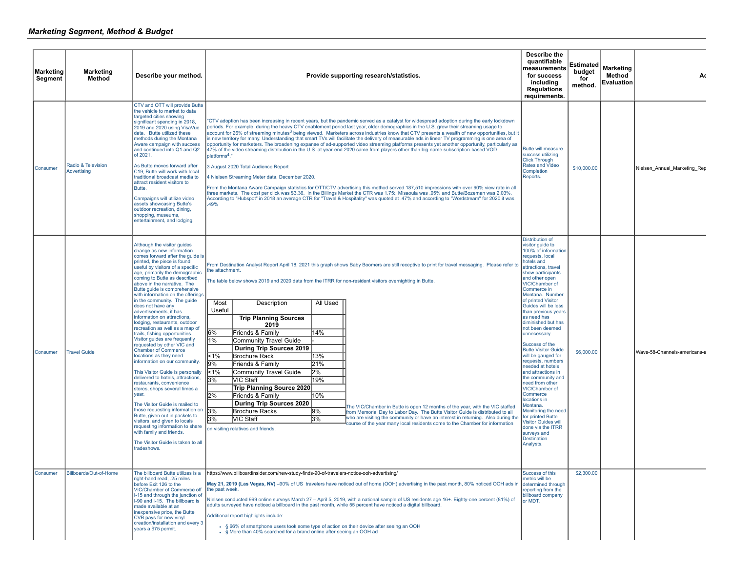## *Marketing Segment, Method & Budget*

| Marketing Segment | Marketing Method | Describe your method. | Provide supporting research/statistics. | Describe the quantifiable measurements for success including Regulations requirements. | Estimated budget for method. | Marketing Method Evaluation | Ac |
|---|---|---|---|---|---|---|---|
| Consumer | Radio & Television Advertising | CTV and OTT will provide Butte the vehicle to market to data targeted cities showing significant spending in 2018, 2019 and 2020 using VisaVue data. Butte utilized these methods during the Montana Aware campaign with success and continued into Q1 and Q2 of 2021.<br><br>As Butte moves forward after C19, Butte will work with local traditional broadcast media to attract resident visitors to Butte.<br><br>Campaigns will utilize video assets showcasing Butte's outdoor recreation, dining, shopping, museums, entertainment, and lodging. | "CTV adoption has been increasing in recent years, but the pandemic served as a catalyst for widespread adoption during the early lockdown periods. For example, during the heavy CTV enablement period last year, older demographics in the U.S. grew their streaming usage to account for 26% of streaming minutes[3] being viewed. Marketers across industries know that CTV presents a wealth of new opportunities, but it is new territory for many. Understanding that smart TVs will facilitate the delivery of measurable ads in linear TV programming is one area of opportunity for marketers. The broadening expanse of ad-supported video streaming platforms presents yet another opportunity, particularly as 47% of the video streaming distribution in the U.S. at year-end 2020 came from players other than big-name subscription-based VOD platforms[4]."<br><br>3 August 2020 Total Audience Report<br><br>4 Nielsen Streaming Meter data, December 2020.<br><br>From the Montana Aware Campaign statistics for OTT/CTV advertising this method served 187,510 impressions with over 90% view rate in all three markets. The cost per click was $3.36. In the Billings Market the CTR was 1.75:, Misaoula was .95% and Butte/Bozeman was 2.03%. According to "Hubspot" in 2018 an average CTR for "Travel & Hospitality" was quoted at .47% and according to "Wordstream" for 2020 it was .49% | Butte will measure success utilizing Click Through Rates and Video Completion Reports. | $10,000.00 | | Nielsen_Annual_Marketing_Rep |
| Consumer | Travel Guide | Although the visitor guides change as new information comes forward after the guide is printed, the piece is found useful by visitors of a specific age, primarily the demographic coming to Butte as described above in the narrative. The Butte guide is comprehensive with information on the offerings in the community. The guide does not have any advertisements, it has information on attractions, lodging, restaurants, outdoor recreation as well as a map of trails, fishing opportunities. Visitor guides are frequently requested by other VIC and Chamber of Commerce locations as they need information on our community.<br><br>This Visitor Guide is personally delivered to hotels, attractions, restaurants, convenience stores, shops several times a year.<br><br>The Visitor Guide is mailed to those requesting information on Butte, given out in packets to visitors, and given to locals requesting information to share with family and friends.<br><br>The Visitor Guide is taken to all tradeshows. | From Destination Analyst Report April 18, 2021 this graph shows Baby Boomers are still receptive to print for travel messaging. Please refer to the attachment.<br><br>The table below shows 2019 and 2020 data from the ITRR for non-resident visitors overnighting in Butte.<br><br>Most Useful / Description / All Used:<br>**Trip Planning Sources 2019**<br>6% / Friends & Family / 14%<br>1% / Community Travel Guide / -<br>**During Trip Sources 2019**<br><1% / Brochure Rack / 13%<br>9% / Friends & Family / 21%<br><1% / Community Travel Guide / 2%<br>3% / VIC Staff / 19%<br>**Trip Planning Source 2020**<br>2% / Friends & Family / 10%<br>**During Trip Sources 2020**<br>3% / Brochure Racks / 9%<br>3% / VIC Staff / 3%<br><br>The VIC/Chamber in Butte is open 12 months of the year, with the VIC staffed from Memorial Day to Labor Day. The Butte Visitor Guide is distributed to all who are visiting the community or have an interest in returning. Also during the course of the year many local residents come to the Chamber for information on visiting relatives and friends. | Distribution of visitor guide to 100% of information requests, local hotels and attractions, travel show participants and other open VIC/Chamber of Commerce in Montana. Number of printed Visitor Guides will be less than previous years as need has diminished but has not been deemed unnecessary.<br><br>Success of the Butte Visitor Guide will be gauged for requests, numbers needed at hotels and attractions in the community and need from other VIC/Chamber of Commerce locations in Montana. Monitoring the need for printed Butte Visitor Guides will done via the ITRR surveys and Destination Analysts. | $6,000.00 | | Wave-58-Channels-americans-a |
| Consumer | Billboards/Out-of-Home | The billboard Butte utilizes is a right-hand read, .25 miles before Exit 126 to the VIC/Chamber of Commerce off I-15 and through the junction of I-90 and I-15. The billboard is made available at an inexpensive price, the Butte CVB pays for new vinyl creation/installation and every 3 years a $75 permit. | https://www.billboardinsider.com/new-study-finds-90-of-travelers-notice-ooh-advertising/<br><br>**May 21, 2019 (Las Vegas, NV)** –90% of US travelers have noticed out of home (OOH) advertising in the past month, 80% noticed OOH ads in the past week.<br><br>Nielsen conducted 999 online surveys March 27 – April 5, 2019, with a national sample of US residents age 16+. Eighty-one percent (81%) of adults surveyed have noticed a billboard in the past month, while 55 percent have noticed a digital billboard.<br><br>Additional report highlights include:<br><br>• § 66% of smartphone users took some type of action on their device after seeing an OOH<br>• § More than 40% searched for a brand online after seeing an OOH ad | Success of this metric will be determined through reporting from the billboard company or MDT. | $2,300.00 | | |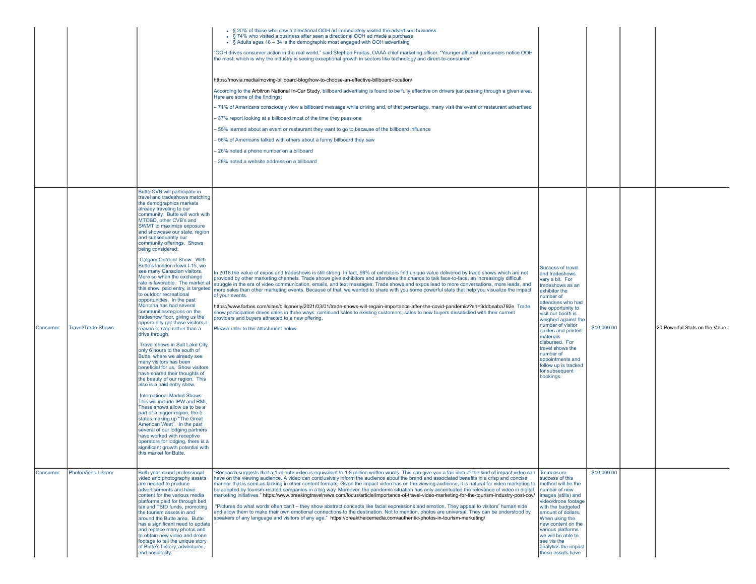| | | | | | | | |
|---|---|---|---|---|---|---|---|
| | | | • § 20% of those who saw a directional OOH ad immediately visited the advertised business<br>• § 74% who visited a business after seen a directional OOH ad made a purchase<br>• § Adults ages 16 – 34 is the demographic most engaged with OOH advertising<br><br>"OOH drives consumer action in the real world," said Stephen Freitas, OAAA chief marketing officer. "Younger affluent consumers notice OOH the most, which is why the industry is seeing exceptional growth in sectors like technology and direct-to-consumer."<br><br>https://movia.media/moving-billboard-blog/how-to-choose-an-effective-billboard-location/<br><br>According to the Arbitron National In-Car Study, billboard advertising is found to be fully effective on drivers just passing through a given area. Here are some of the findings:<br><br>– 71% of Americans consciously view a billboard message while driving and, of that percentage, many visit the event or restaurant advertised<br><br>– 37% report looking at a billboard most of the time they pass one<br><br>– 58% learned about an event or restaurant they want to go to because of the billboard influence<br><br>– 56% of Americans talked with others about a funny billboard they saw<br><br>– 26% noted a phone number on a billboard<br><br>– 28% noted a website address on a billboard | | | | |
| Consumer | Travel/Trade Shows | Butte CVB will participate in travel and tradeshows matching the demographics markets already traveling to our community. Butte will work with MTOBD, other CVB's and SWMT to maximize exposure and showcase our state, region and subsequently our community offerings. Shows being considered:<br><br>Calgary Outdoor Show: With Butte's location down I-15, we see many Canadian visitors. More so when the exchange rate is favorable. The market at this show, paid entry, is targeted to outdoor recreational opportunities. In the past Montana has had several communities/regions on the tradeshow floor, giving us the opportunity get these visitors a reason to stop rather than a drive through.<br><br>Travel shows in Salt Lake City, only 6 hours to the south of Butte, where we already see many visitors has been beneficial for us. Show visitors have shared their thoughts of the beauty of our region. This also is a paid entry show.<br><br>International Market Shows: This will include IPW and RMI. These shows allow us to be a part of a bigger region, the 5 states making up "The Great American West". In the past several of our lodging partners have worked with receptive operators for lodging, there is a significant growth potential with this market for Butte. | In 2018 the value of expos and tradeshows is still strong. In fact, 99% of exhibitors find unique value delivered by trade shows which are not provided by other marketing channels. Trade shows give exhibitors and attendees the chance to talk face-to-face, an increasingly difficult struggle in the era of video communication, emails, and text messages. Trade shows and expos lead to more conversations, more leads, and more sales than other marketing events. Because of that, we wanted to share with you some powerful stats that help you visualize the impact of your events.<br><br>https://www.forbes.com/sites/billconerly/2021/03/01/trade-shows-will-regain-importance-after-the-covid-pandemic/?sh=3ddbeaba792e Trade show participation drives sales in three ways: continued sales to existing customers, sales to new buyers dissatisfied with their current providers and buyers attracted to a new offering.<br><br>Please refer to the attachment below. | Success of travel and tradeshows vary a bit. For tradeshows as an exhibitor the number of attendees who had the opportunity to visit our booth is weighed against the number of visitor guides and printed materials disbursed. For travel shows the number of appointments and follow up is tracked for subsequent bookings. | $10,000.00 | | 20 Powerful Stats on the Value c |
| Consumer | Photo/Video Library | Both year-round professional video and photography assets are needed to produce advertisements and have content for the various media platforms paid for through bed tax and TBID funds, promoting the tourism assets in and around the Butte area. Butte has a significant need to update and replace many photos and to obtain new video and drone footage to tell the unique story of Butte's history, adventures, and hospitality. | "Research suggests that a 1-minute video is equivalent to 1.8 million written words. This can give you a fair idea of the kind of impact video can have on the viewing audience. A video can conclusively inform the audience about the brand and associated benefits in a crisp and concise manner that is seen as lacking in other content formats. Given the impact video has on the viewing audience, it is natural for video marketing to be adopted by tourism-related companies in a big way. Moreover, the pandemic situation has only accentuated the relevance of video in digital marketing initiatives." https://www.breakingtravelnews.com/focus/article/importance-of-travel-video-marketing-for-the-tourism-industry-post-cov/<br><br>"Pictures do what words often can't – they show abstract concepts like facial expressions and emotion. They appeal to visitors' human side and allow them to make their own emotional connections to the destination. Not to mention, photos are universal. They can be understood by speakers of any language and visitors of any age." https://breaktheicemedia.com/authentic-photos-in-tourism-marketing/ | To measure success of this method will be the number of new images (stills) and video/drone footage with the budgeted amount of dollars. When using the new content on the various platforms we will be able to see via the analytics the impact these assets have | $10,000.00 | | |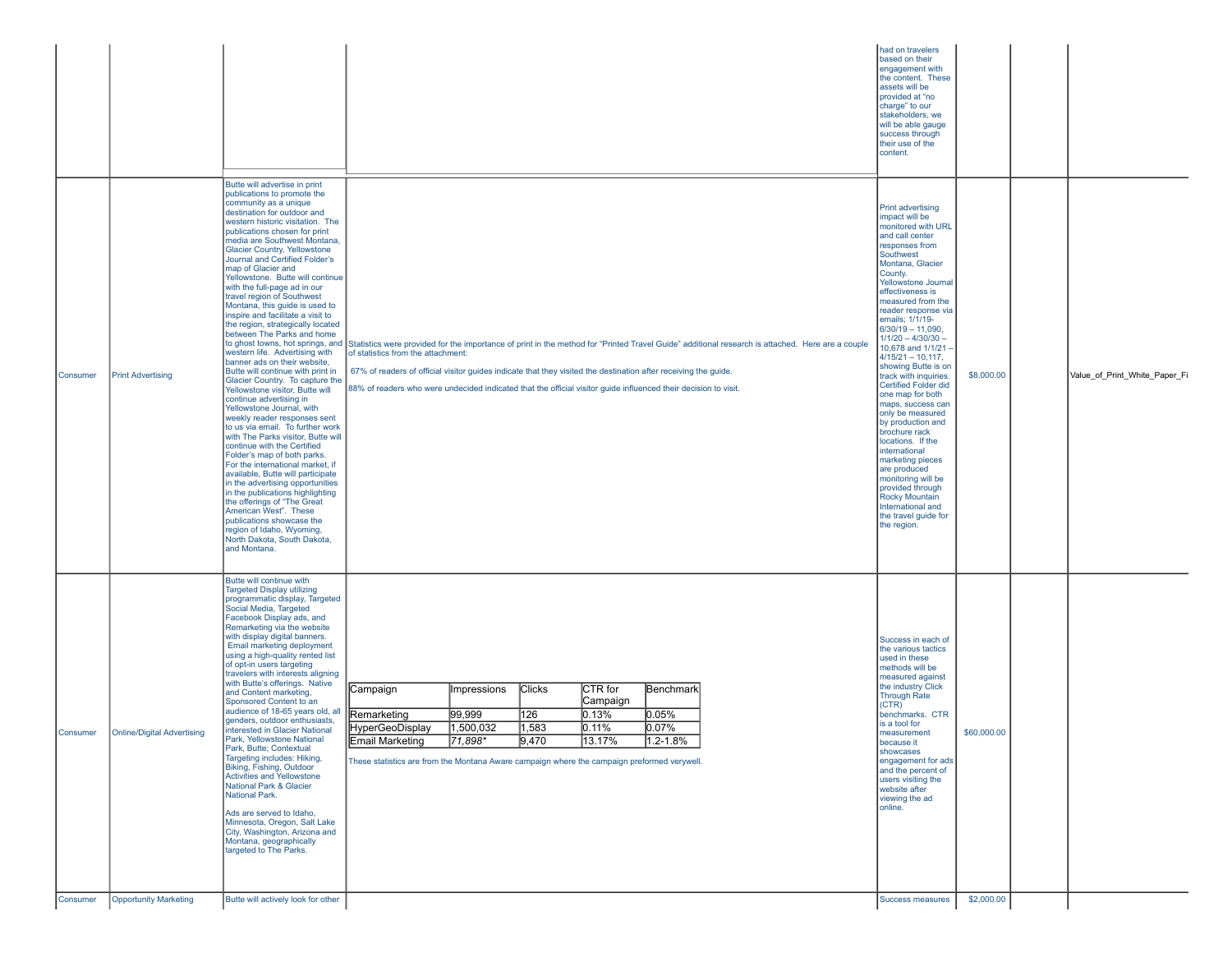| | | | | | | | |
|---|---|---|---|---|---|---|---|
| | | | | had on travelers based on their engagement with the content. These assets will be provided at "no charge" to our stakeholders, we will be able gauge success through their use of the content. | | | |
| Consumer | Print Advertising | Butte will advertise in print publications to promote the community as a unique destination for outdoor and western historic visitation. The publications chosen for print media are Southwest Montana, Glacier Country, Yellowstone Journal and Certified Folder's map of Glacier and Yellowstone. Butte will continue with the full-page ad in our travel region of Southwest Montana, this guide is used to inspire and facilitate a visit to the region, strategically located between The Parks and home to ghost towns, hot springs, and western life. Advertising with banner ads on their website, Butte will continue with print in Glacier Country. To capture the Yellowstone visitor, Butte will continue advertising in Yellowstone Journal, with weekly reader responses sent to us via email. To further work with The Parks visitor, Butte will continue with the Certified Folder's map of both parks. For the international market, if available, Butte will participate in the advertising opportunities in the publications highlighting the offerings of "The Great American West". These publications showcase the region of Idaho, Wyoming, North Dakota, South Dakota, and Montana. | Statistics were provided for the importance of print in the method for "Printed Travel Guide" additional research is attached. Here are a couple of statistics from the attachment:<br><br>67% of readers of official visitor guides indicate that they visited the destination after receiving the guide.<br><br>88% of readers who were undecided indicated that the official visitor guide influenced their decision to visit. | Print advertising impact will be monitored with URL and call center responses from Southwest Montana, Glacier County. Yellowstone Journal effectiveness is measured from the reader response via emails; 1/1/19-6/30/19 – 11,090, 1/1/20 – 4/30/30 – 10,678 and 1/1/21 – 4/15/21 – 10,117, showing Butte is on track with inquiries. Certified Folder did one map for both maps, success can only be measured by production and brochure rack locations. If the international marketing pieces are produced monitoring will be provided through Rocky Mountain International and the travel guide for the region. | $8,000.00 | | Value_of_Print_White_Paper_Fi |
| Consumer | Online/Digital Advertising | Butte will continue with Targeted Display utilizing programmatic display, Targeted Social Media, Targeted Facebook Display ads, and Remarketing via the website with display digital banners. Email marketing deployment using a high-quality rented list of opt-in users targeting travelers with interests aligning with Butte's offerings. Native and Content marketing, Sponsored Content to an audience of 18-65 years old, all genders, outdoor enthusiasts, interested in Glacier National Park, Yellowstone National Park, Butte; Contextual Targeting includes: Hiking, Biking, Fishing, Outdoor Activities and Yellowstone National Park & Glacier National Park.<br><br>Ads are served to Idaho, Minnesota, Oregon, Salt Lake City, Washington, Arizona and Montana, geographically targeted to The Parks. | Campaign / Impressions / Clicks / CTR for Campaign / Benchmark<br>Remarketing / 99,999 / 126 / 0.13% / 0.05%<br>HyperGeoDisplay / 1,500,032 / 1,583 / 0.11% / 0.07%<br>Email Marketing / *71,898\** / 9,470 / 13.17% / 1.2-1.8%<br><br>These statistics are from the Montana Aware campaign where the campaign preformed verywell. | Success in each of the various tactics used in these methods will be measured against the industry Click Through Rate (CTR) benchmarks. CTR is a tool for measurement because it showcases engagement for ads and the percent of users visiting the website after viewing the ad online. | $60,000.00 | | |
| Consumer | Opportunity Marketing | Butte will actively look for other | | Success measures | $2,000.00 | | |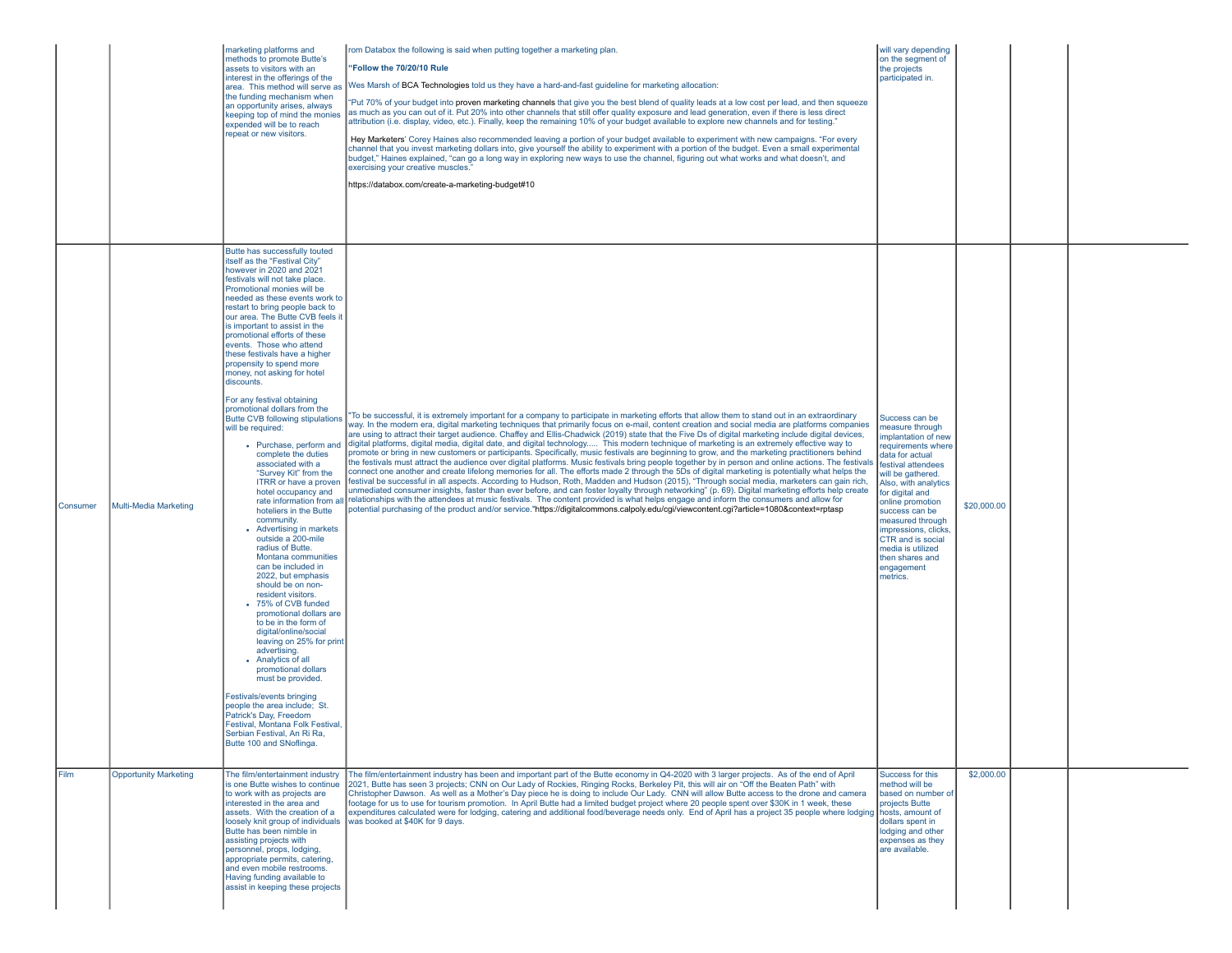| | | | | | | | |
|---|---|---|---|---|---|---|---|
| | | marketing platforms and methods to promote Butte's assets to visitors with an interest in the offerings of the area. This method will serve as the funding mechanism when an opportunity arises, always keeping top of mind the monies expended will be to reach repeat or new visitors. | rom Databox the following is said when putting together a marketing plan.<br><br>**"Follow the 70/20/10 Rule**<br><br>Wes Marsh of BCA Technologies told us they have a hard-and-fast guideline for marketing allocation:<br><br>"Put 70% of your budget into proven marketing channels that give you the best blend of quality leads at a low cost per lead, and then squeeze as much as you can out of it. Put 20% into other channels that still offer quality exposure and lead generation, even if there is less direct attribution (i.e. display, video, etc.). Finally, keep the remaining 10% of your budget available to explore new channels and for testing."<br><br>Hey Marketers' Corey Haines also recommended leaving a portion of your budget available to experiment with new campaigns. "For every channel that you invest marketing dollars into, give yourself the ability to experiment with a portion of the budget. Even a small experimental budget," Haines explained, "can go a long way in exploring new ways to use the channel, figuring out what works and what doesn't, and exercising your creative muscles."<br><br>https://databox.com/create-a-marketing-budget#10 | will vary depending on the segment of the projects participated in. | | | |
| Consumer | Multi-Media Marketing | Butte has successfully touted itself as the "Festival City" however in 2020 and 2021 festivals will not take place. Promotional monies will be needed as these events work to restart to bring people back to our area. The Butte CVB feels it is important to assist in the promotional efforts of these events. Those who attend these festivals have a higher propensity to spend more money, not asking for hotel discounts.<br><br>For any festival obtaining promotional dollars from the Butte CVB following stipulations will be required:<br>• Purchase, perform and complete the duties associated with a "Survey Kit" from the ITRR or have a proven hotel occupancy and rate information from all hoteliers in the Butte community.<br>• Advertising in markets outside a 200-mile radius of Butte. Montana communities can be included in 2022, but emphasis should be on non-resident visitors.<br>• 75% of CVB funded promotional dollars are to be in the form of digital/online/social leaving on 25% for print advertising.<br>• Analytics of all promotional dollars must be provided.<br><br>Festivals/events bringing people the area include; St. Patrick's Day, Freedom Festival, Montana Folk Festival, Serbian Festival, An Ri Ra, Butte 100 and SNoflinga. | "To be successful, it is extremely important for a company to participate in marketing efforts that allow them to stand out in an extraordinary way. In the modern era, digital marketing techniques that primarily focus on e-mail, content creation and social media are platforms companies are using to attract their target audience. Chaffey and Ellis-Chadwick (2019) state that the Five Ds of digital marketing include digital devices, digital platforms, digital media, digital date, and digital technology..... This modern technique of marketing is an extremely effective way to promote or bring in new customers or participants. Specifically, music festivals are beginning to grow, and the marketing practitioners behind the festivals must attract the audience over digital platforms. Music festivals bring people together by in person and online actions. The festivals connect one another and create lifelong memories for all. The efforts made 2 through the 5Ds of digital marketing is potentially what helps the festival be successful in all aspects. According to Hudson, Roth, Madden and Hudson (2015), "Through social media, marketers can gain rich, unmediated consumer insights, faster than ever before, and can foster loyalty through networking" (p. 69). Digital marketing efforts help create relationships with the attendees at music festivals. The content provided is what helps engage and inform the consumers and allow for potential purchasing of the product and/or service."https://digitalcommons.calpoly.edu/cgi/viewcontent.cgi?article=1080&context=rptasp | Success can be measure through implantation of new requirements where data for actual festival attendees will be gathered. Also, with analytics for digital and online promotion success can be measured through impressions, clicks, CTR and is social media is utilized then shares and engagement metrics. | $20,000.00 | | |
| Film | Opportunity Marketing | The film/entertainment industry is one Butte wishes to continue to work with as projects are interested in the area and assets. With the creation of a loosely knit group of individuals Butte has been nimble in assisting projects with personnel, props, lodging, appropriate permits, catering, and even mobile restrooms. Having funding available to assist in keeping these projects | The film/entertainment industry has been and important part of the Butte economy in Q4-2020 with 3 larger projects. As of the end of April 2021, Butte has seen 3 projects; CNN on Our Lady of Rockies, Ringing Rocks, Berkeley Pit, this will air on "Off the Beaten Path" with Christopher Dawson. As well as a Mother's Day piece he is doing to include Our Lady. CNN will allow Butte access to the drone and camera footage for us to use for tourism promotion. In April Butte had a limited budget project where 20 people spent over $30K in 1 week, these expenditures calculated were for lodging, catering and additional food/beverage needs only. End of April has a project 35 people where lodging was booked at $40K for 9 days. | Success for this method will be based on number of projects Butte hosts, amount of dollars spent in lodging and other expenses as they are available. | $2,000.00 | | |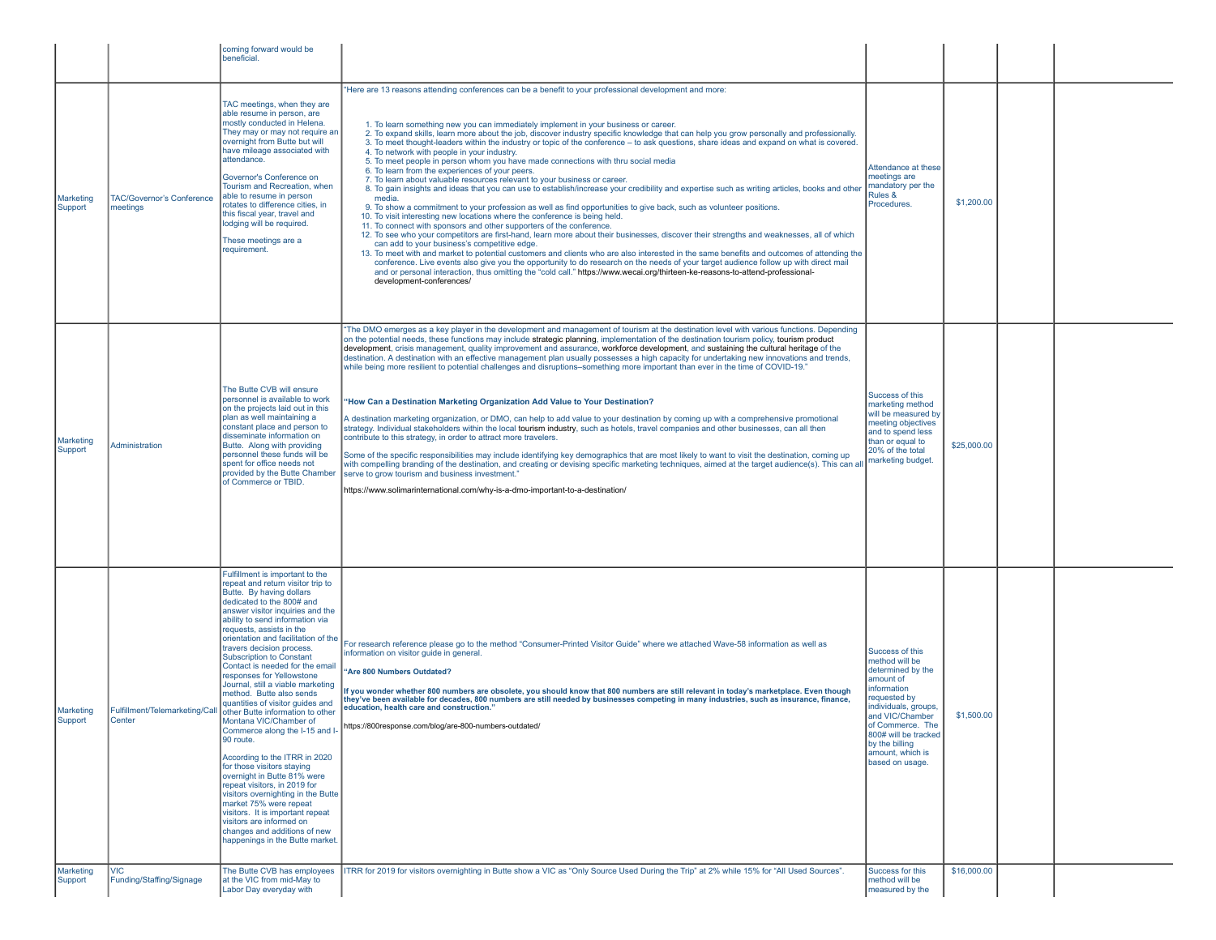| | | | | | | | |
|---|---|---|---|---|---|---|---|
| | | coming forward would be beneficial. | | | | | |
| Marketing Support | TAC/Governor's Conference meetings | TAC meetings, when they are able resume in person, are mostly conducted in Helena. They may or may not require an overnight from Butte but will have mileage associated with attendance.<br><br>Governor's Conference on Tourism and Recreation, when able to resume in person rotates to difference cities, in this fiscal year, travel and lodging will be required.<br><br>These meetings are a requirement. | "Here are 13 reasons attending conferences can be a benefit to your professional development and more:<br><br>1. To learn something new you can immediately implement in your business or career.<br>2. To expand skills, learn more about the job, discover industry specific knowledge that can help you grow personally and professionally.<br>3. To meet thought-leaders within the industry or topic of the conference – to ask questions, share ideas and expand on what is covered.<br>4. To network with people in your industry.<br>5. To meet people in person whom you have made connections with thru social media<br>6. To learn from the experiences of your peers.<br>7. To learn about valuable resources relevant to your business or career.<br>8. To gain insights and ideas that you can use to establish/increase your credibility and expertise such as writing articles, books and other media.<br>9. To show a commitment to your profession as well as find opportunities to give back, such as volunteer positions.<br>10. To visit interesting new locations where the conference is being held.<br>11. To connect with sponsors and other supporters of the conference.<br>12. To see who your competitors are first-hand, learn more about their businesses, discover their strengths and weaknesses, all of which can add to your business's competitive edge.<br>13. To meet with and market to potential customers and clients who are also interested in the same benefits and outcomes of attending the conference. Live events also give you the opportunity to do research on the needs of your target audience follow up with direct mail and or personal interaction, thus omitting the "cold call." https://www.wecai.org/thirteen-ke-reasons-to-attend-professional-development-conferences/ | Attendance at these meetings are mandatory per the Rules & Procedures. | $1,200.00 | | |
| Marketing Support | Administration | The Butte CVB will ensure personnel is available to work on the projects laid out in this plan as well maintaining a constant place and person to disseminate information on Butte. Along with providing personnel these funds will be spent for office needs not provided by the Butte Chamber of Commerce or TBID. | "The DMO emerges as a key player in the development and management of tourism at the destination level with various functions. Depending on the potential needs, these functions may include strategic planning, implementation of the destination tourism policy, tourism product development, crisis management, quality improvement and assurance, workforce development, and sustaining the cultural heritage of the destination. A destination with an effective management plan usually possesses a high capacity for undertaking new innovations and trends, while being more resilient to potential challenges and disruptions–something more important than ever in the time of COVID-19."<br><br>**"How Can a Destination Marketing Organization Add Value to Your Destination?**<br><br>A destination marketing organization, or DMO, can help to add value to your destination by coming up with a comprehensive promotional strategy. Individual stakeholders within the local tourism industry, such as hotels, travel companies and other businesses, can all then contribute to this strategy, in order to attract more travelers.<br><br>Some of the specific responsibilities may include identifying key demographics that are most likely to want to visit the destination, coming up with compelling branding of the destination, and creating or devising specific marketing techniques, aimed at the target audience(s). This can all serve to grow tourism and business investment."<br><br>https://www.solimarinternational.com/why-is-a-dmo-important-to-a-destination/ | Success of this marketing method will be measured by meeting objectives and to spend less than or equal to 20% of the total marketing budget. | $25,000.00 | | |
| Marketing Support | Fulfillment/Telemarketing/Call Center | Fulfillment is important to the repeat and return visitor trip to Butte. By having dollars dedicated to the 800# and answer visitor inquiries and the ability to send information via requests, assists in the orientation and facilitation of the travers decision process. Subscription to Constant Contact is needed for the email responses for Yellowstone Journal, still a viable marketing method. Butte also sends quantities of visitor guides and other Butte information to other Montana VIC/Chamber of Commerce along the I-15 and I-90 route.<br><br>According to the ITRR in 2020 for those visitors staying overnight in Butte 81% were repeat visitors, in 2019 for visitors overnighting in the Butte market 75% were repeat visitors. It is important repeat visitors are informed on changes and additions of new happenings in the Butte market. | For research reference please go to the method "Consumer-Printed Visitor Guide" where we attached Wave-58 information as well as information on visitor guide in general.<br><br>**"Are 800 Numbers Outdated?**<br><br>**If you wonder whether 800 numbers are obsolete, you should know that 800 numbers are still relevant in today's marketplace. Even though they've been available for decades, 800 numbers are still needed by businesses competing in many industries, such as insurance, finance, education, health care and construction."**<br><br>https://800response.com/blog/are-800-numbers-outdated/ | Success of this method will be determined by the amount of information requested by individuals, groups, and VIC/Chamber of Commerce. The 800# will be tracked by the billing amount, which is based on usage. | $1,500.00 | | |
| Marketing Support | VIC Funding/Staffing/Signage | The Butte CVB has employees at the VIC from mid-May to Labor Day everyday with | ITRR for 2019 for visitors overnighting in Butte show a VIC as "Only Source Used During the Trip" at 2% while 15% for "All Used Sources". | Success for this method will be measured by the | $16,000.00 | | |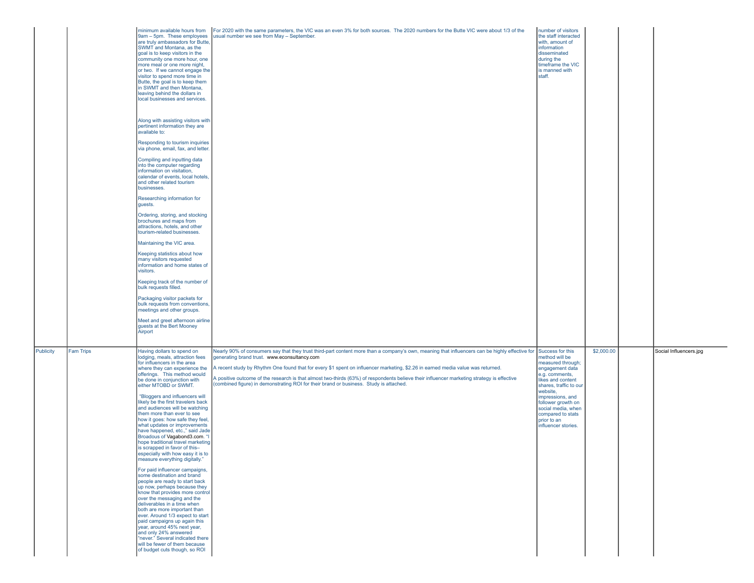| | | | | | | | |
|---|---|---|---|---|---|---|---|
| | | minimum available hours from 9am – 5pm. These employees are truly ambassadors for Butte, SWMT and Montana, as the goal is to keep visitors in the community one more hour, one more meal or one more night, or two. If we cannot engage the visitor to spend more time in Butte, the goal is to keep them in SWMT and then Montana, leaving behind the dollars in local businesses and services.<br><br>Along with assisting visitors with pertinent information they are available to:<br><br>Responding to tourism inquiries via phone, email, fax, and letter.<br><br>Compiling and inputting data into the computer regarding information on visitation, calendar of events, local hotels, and other related tourism businesses.<br><br>Researching information for guests.<br><br>Ordering, storing, and stocking brochures and maps from attractions, hotels, and other tourism-related businesses.<br><br>Maintaining the VIC area.<br><br>Keeping statistics about how many visitors requested information and home states of visitors.<br><br>Keeping track of the number of bulk requests filled.<br><br>Packaging visitor packets for bulk requests from conventions, meetings and other groups.<br><br>Meet and greet afternoon airline guests at the Bert Mooney Airport | For 2020 with the same parameters, the VIC was an even 3% for both sources. The 2020 numbers for the Butte VIC were about 1/3 of the usual number we see from May – September. | number of visitors the staff interacted with, amount of information disseminated during the timeframe the VIC is manned with staff. | | | |
| Publicity | Fam Trips | Having dollars to spend on lodging, meals, attraction fees for influencers in the area where they can experience the offerings. This method would be done in conjunction with either MTOBD or SWMT.<br><br>"Bloggers and influencers will likely be the first travelers back and audiences will be watching them more than ever to see how it goes: how safe they feel, what updates or improvements have happened, etc.," said Jade Broadous of Vagabond3.com. "I hope traditional travel marketing is scrapped in favor of this– especially with how easy it is to measure everything digitally."<br><br>For paid influencer campaigns, some destination and brand people are ready to start back up now, perhaps because they know that provides more control over the messaging and the deliverables in a time when both are more important than ever. Around 1/3 expect to start paid campaigns up again this year, around 45% next year, and only 24% answered "never." Several indicated there will be fewer of them because of budget cuts though, so ROI | Nearly 90% of consumers say that they trust third-part content more than a company's own, meaning that influencers can be highly effective for generating brand trust. www.econsultancy.com<br><br>A recent study by Rhythm One found that for every $1 spent on influencer marketing, $2.26 in earned media value was returned.<br><br>A positive outcome of the research is that almost two-thirds (63%) of respondents believe their influencer marketing strategy is effective (combined figure) in demonstrating ROI for their brand or business. Study is attached. | Success for this method will be measured through; engagement data e.g. comments, likes and content shares, traffic to our website, impressions, and follower growth on social media, when compared to stats prior to an influencer stories. | $2,000.00 | | Social Influencers.jpg |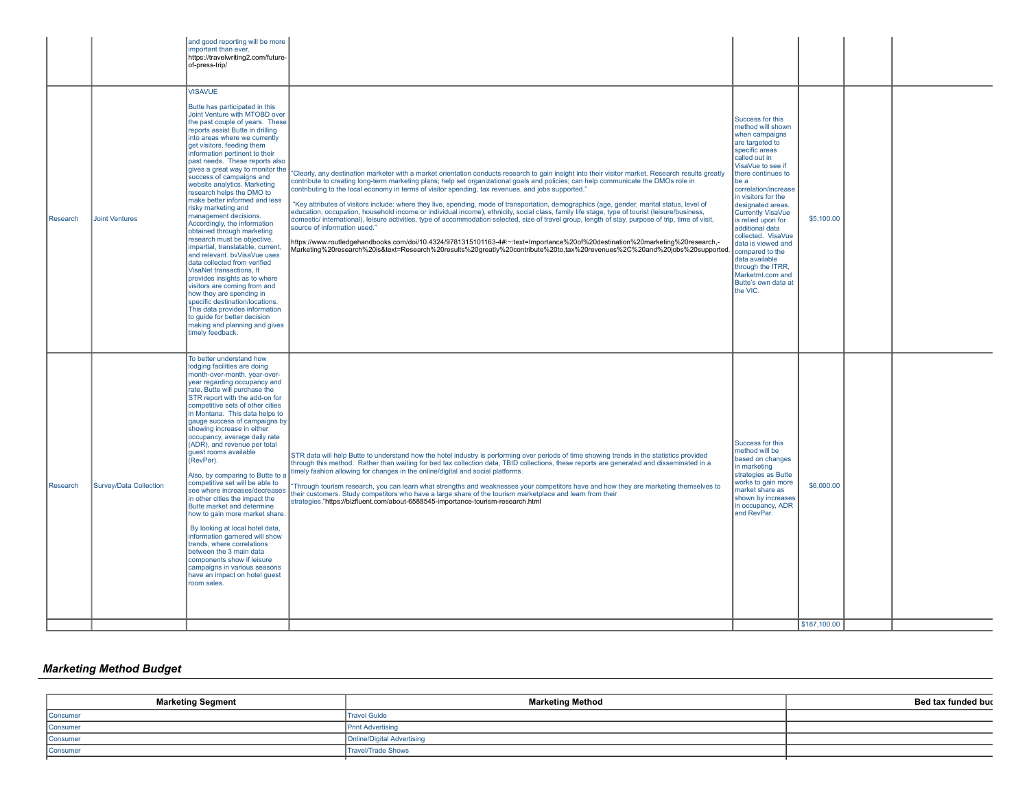| | | | | | | | |
|---|---|---|---|---|---|---|---|
| | | and good reporting will be more important than ever. https://travelwriting2.com/future-of-press-trip/ | | | | | |
| Research | Joint Ventures | VISAVUE<br><br>Butte has participated in this Joint Venture with MTOBD over the past couple of years. These reports assist Butte in drilling into areas where we currently get visitors, feeding them information pertinent to their past needs. These reports also gives a great way to monitor the success of campaigns and website analytics. Marketing research helps the DMO to make better informed and less risky marketing and management decisions. Accordingly, the information obtained through marketing research must be objective, impartial, translatable, current, and relevant. bvVisaVue uses data collected from verified VisaNet transactions, It provides insights as to where visitors are coming from and how they are spending in specific destination/locations. This data provides information to guide for better decision making and planning and gives timely feedback. | "Clearly, any destination marketer with a market orientation conducts research to gain insight into their visitor market. Research results greatly contribute to creating long-term marketing plans; help set organizational goals and policies; can help communicate the DMOs role in contributing to the local economy in terms of visitor spending, tax revenues, and jobs supported."<br><br>"Key attributes of visitors include: where they live, spending, mode of transportation, demographics (age, gender, marital status, level of education, occupation, household income or individual income), ethnicity, social class, family life stage, type of tourist (leisure/business, domestic/ international), leisure activities, type of accommodation selected, size of travel group, length of stay, purpose of trip, time of visit, source of information used."<br><br>https://www.routledgehandbooks.com/doi/10.4324/9781315101163-4#:~:text=Importance%20of%20destination%20marketing%20research,-Marketing%20research%20is&text=Research%20results%20greatly%20contribute%20to,tax%20revenues%2C%20and%20jobs%20supported. | Success for this method will shown when campaigns are targeted to specific areas called out in VisaVue to see if there continues to be a correlation/increase in visitors for the designated areas. Currently VisaVue is relied upon for additional data collected. VisaVue data is viewed and compared to the data available through the ITRR, Marketmt.com and Butte's own data at the VIC. | $5,100.00 | | |
| Research | Survey/Data Collection | To better understand how lodging facilities are doing month-over-month, year-over-year regarding occupancy and rate, Butte will purchase the STR report with the add-on for competitive sets of other cities in Montana. This data helps to gauge success of campaigns by showing increase in either occupancy, average daily rate (ADR), and revenue per total guest rooms available (RevPar).<br><br>Also, by comparing to Butte to a competitive set will be able to see where increases/decreases in other cities the impact the Butte market and determine how to gain more market share.<br><br>By looking at local hotel data, information garnered will show trends, where correlations between the 3 main data components show if leisure campaigns in various seasons have an impact on hotel guest room sales. | STR data will help Butte to understand how the hotel industry is performing over periods of time showing trends in the statistics provided through this method. Rather than waiting for bed tax collection data, TBID collections, these reports are generated and disseminated in a timely fashion allowing for changes in the online/digital and social platforms.<br><br>"Through tourism research, you can learn what strengths and weaknesses your competitors have and how they are marketing themselves to their customers. Study competitors who have a large share of the tourism marketplace and learn from their strategies."https://bizfluent.com/about-6588545-importance-tourism-research.html | Success for this method will be based on changes in marketing strategies as Butte works to gain more market share as shown by increases in occupancy, ADR and RevPar. | $6,000.00 | | |
| | | | | | $187,100.00 | | |

## *Marketing Method Budget*

| Marketing Segment | Marketing Method | Bed tax funded bud |
|---|---|---|
| Consumer | Travel Guide | |
| Consumer | Print Advertising | |
| Consumer | Online/Digital Advertising | |
| Consumer | Travel/Trade Shows | |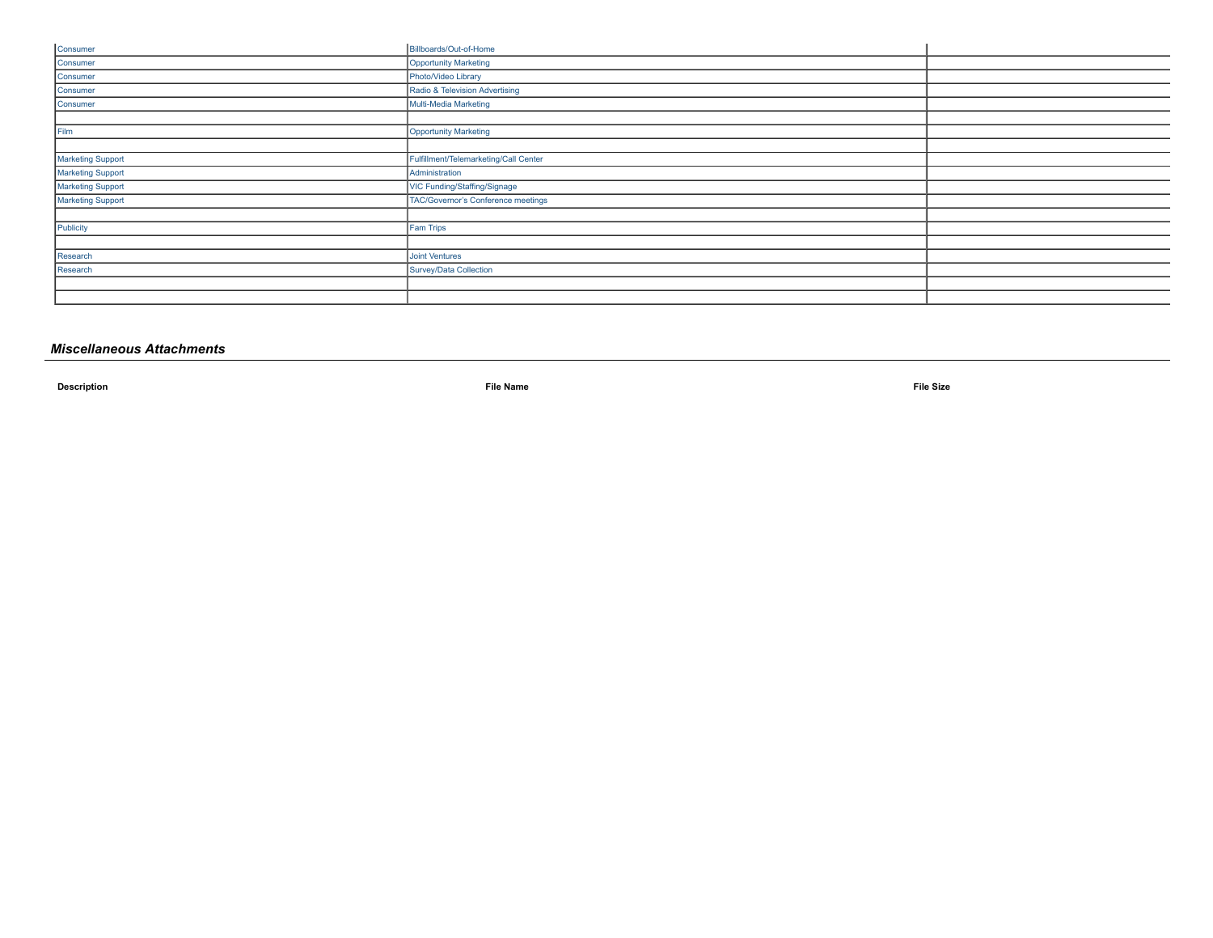| | | |
|---|---|---|
| Consumer | Billboards/Out-of-Home | |
| Consumer | Opportunity Marketing | |
| Consumer | Photo/Video Library | |
| Consumer | Radio & Television Advertising | |
| Consumer | Multi-Media Marketing | |
| | | |
| Film | Opportunity Marketing | |
| | | |
| Marketing Support | Fulfillment/Telemarketing/Call Center | |
| Marketing Support | Administration | |
| Marketing Support | VIC Funding/Staffing/Signage | |
| Marketing Support | TAC/Governor's Conference meetings | |
| | | |
| Publicity | Fam Trips | |
| | | |
| Research | Joint Ventures | |
| Research | Survey/Data Collection | |
| | | |
| | | |

## *Miscellaneous Attachments*

| Description | File Name | File Size |
|---|---|---|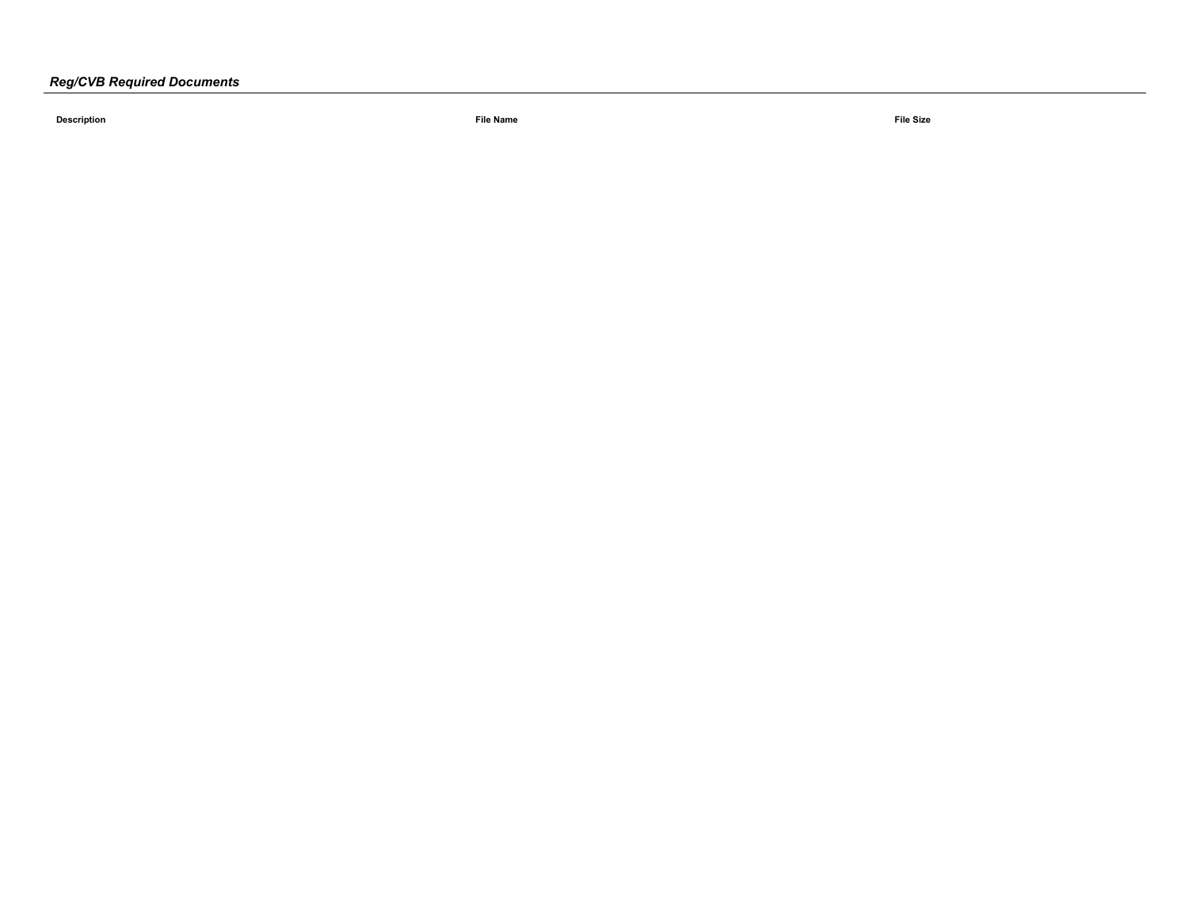### *Reg/CVB Required Documents*

| Description | File Name | File Size |
| --- | --- | --- |